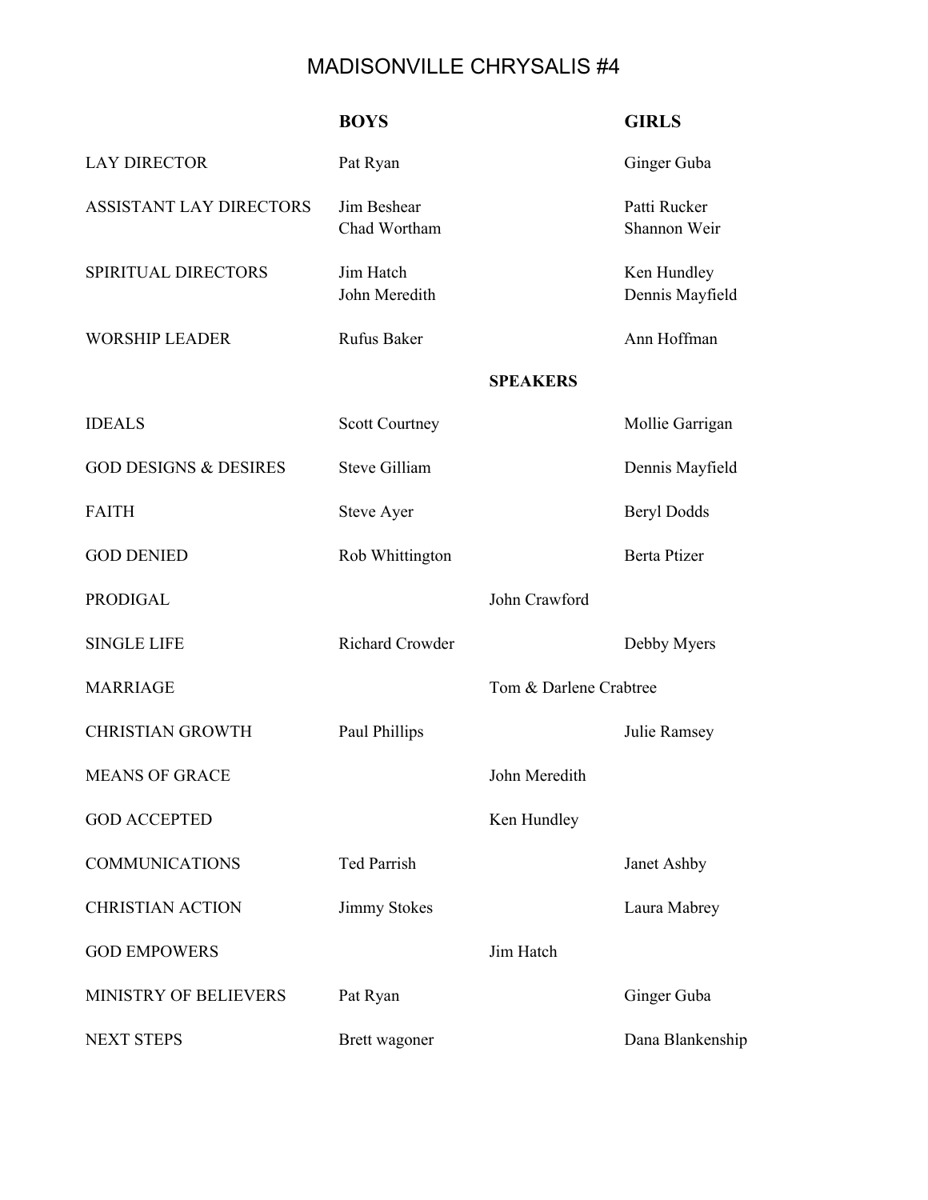# MADISONVILLE CHRYSALIS #4

| | BOYS | | GIRLS |
|---|---|---|---|
| LAY DIRECTOR | Pat Ryan | | Ginger Guba |
| ASSISTANT LAY DIRECTORS | Jim Beshear<br>Chad Wortham | | Patti Rucker<br>Shannon Weir |
| SPIRITUAL DIRECTORS | Jim Hatch<br>John Meredith | | Ken Hundley<br>Dennis Mayfield |
| WORSHIP LEADER | Rufus Baker | | Ann Hoffman |
| | | **SPEAKERS** | |
| IDEALS | Scott Courtney | | Mollie Garrigan |
| GOD DESIGNS & DESIRES | Steve Gilliam | | Dennis Mayfield |
| FAITH | Steve Ayer | | Beryl Dodds |
| GOD DENIED | Rob Whittington | | Berta Ptizer |
| PRODIGAL | | John Crawford | |
| SINGLE LIFE | Richard Crowder | | Debby Myers |
| MARRIAGE | | Tom & Darlene Crabtree | |
| CHRISTIAN GROWTH | Paul Phillips | | Julie Ramsey |
| MEANS OF GRACE | | John Meredith | |
| GOD ACCEPTED | | Ken Hundley | |
| COMMUNICATIONS | Ted Parrish | | Janet Ashby |
| CHRISTIAN ACTION | Jimmy Stokes | | Laura Mabrey |
| GOD EMPOWERS | | Jim Hatch | |
| MINISTRY OF BELIEVERS | Pat Ryan | | Ginger Guba |
| NEXT STEPS | Brett wagoner | | Dana Blankenship |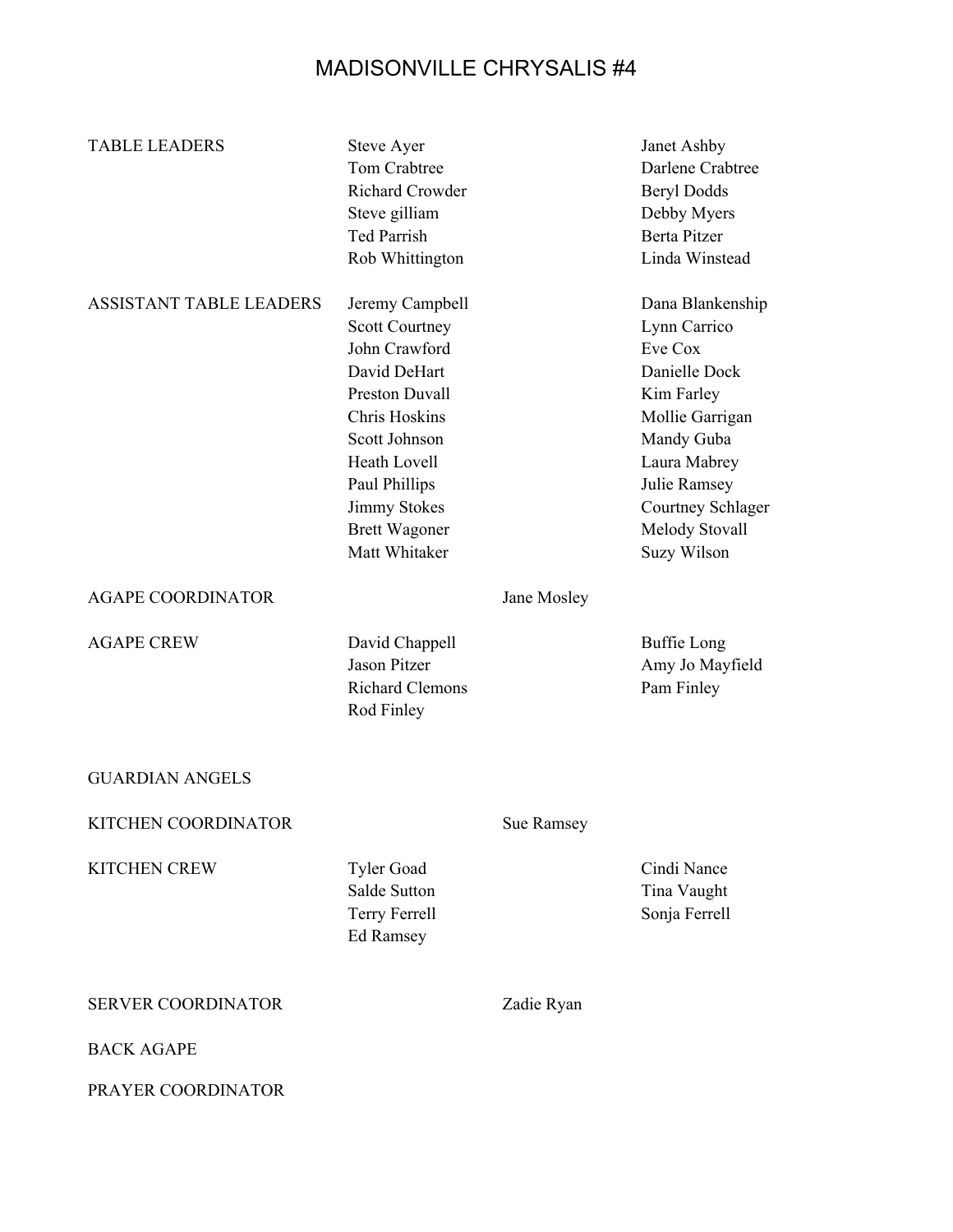# MADISONVILLE CHRYSALIS #4

| | | | |
|---|---|---|---|
| TABLE LEADERS | Steve Ayer | | Janet Ashby |
| | Tom Crabtree | | Darlene Crabtree |
| | Richard Crowder | | Beryl Dodds |
| | Steve gilliam | | Debby Myers |
| | Ted Parrish | | Berta Pitzer |
| | Rob Whittington | | Linda Winstead |
| ASSISTANT TABLE LEADERS | Jeremy Campbell | | Dana Blankenship |
| | Scott Courtney | | Lynn Carrico |
| | John Crawford | | Eve Cox |
| | David DeHart | | Danielle Dock |
| | Preston Duvall | | Kim Farley |
| | Chris Hoskins | | Mollie Garrigan |
| | Scott Johnson | | Mandy Guba |
| | Heath Lovell | | Laura Mabrey |
| | Paul Phillips | | Julie Ramsey |
| | Jimmy Stokes | | Courtney Schlager |
| | Brett Wagoner | | Melody Stovall |
| | Matt Whitaker | | Suzy Wilson |
| AGAPE COORDINATOR | | Jane Mosley | |
| AGAPE CREW | David Chappell | | Buffie Long |
| | Jason Pitzer | | Amy Jo Mayfield |
| | Richard Clemons | | Pam Finley |
| | Rod Finley | | |
| GUARDIAN ANGELS | | | |
| KITCHEN COORDINATOR | | Sue Ramsey | |
| KITCHEN CREW | Tyler Goad | | Cindi Nance |
| | Salde Sutton | | Tina Vaught |
| | Terry Ferrell | | Sonja Ferrell |
| | Ed Ramsey | | |
| SERVER COORDINATOR | | Zadie Ryan | |
| BACK AGAPE | | | |
| PRAYER COORDINATOR | | | |